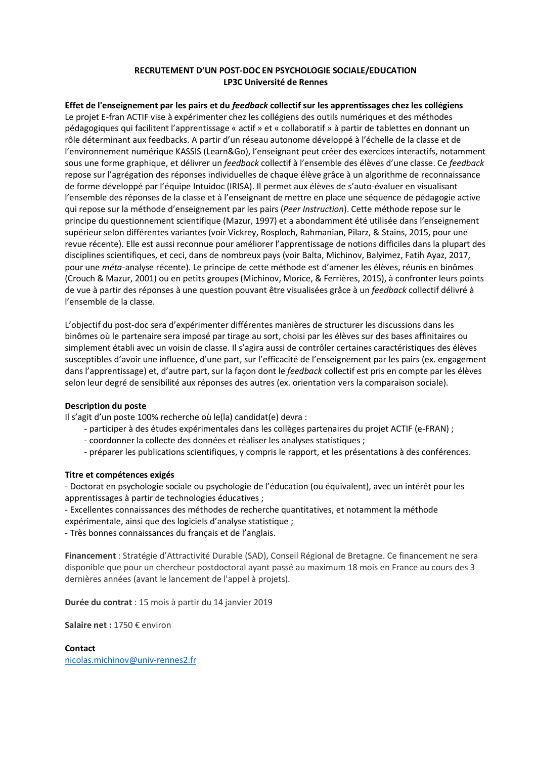**RECRUTEMENT D'UN POST-DOC EN PSYCHOLOGIE SOCIALE/EDUCATION**
**LP3C Université de Rennes**

**Effet de l'enseignement par les pairs et du *feedback* collectif sur les apprentissages chez les collégiens**

Le projet E-fran ACTIF vise à expérimenter chez les collégiens des outils numériques et des méthodes pédagogiques qui facilitent l'apprentissage « actif » et « collaboratif » à partir de tablettes en donnant un rôle déterminant aux feedbacks. A partir d'un réseau autonome développé à l'échelle de la classe et de l'environnement numérique KASSIS (Learn&Go), l'enseignant peut créer des exercices interactifs, notamment sous une forme graphique, et délivrer un *feedback* collectif à l'ensemble des élèves d'une classe. Ce *feedback* repose sur l'agrégation des réponses individuelles de chaque élève grâce à un algorithme de reconnaissance de forme développé par l'équipe Intuidoc (IRISA). Il permet aux élèves de s'auto-évaluer en visualisant l'ensemble des réponses de la classe et à l'enseignant de mettre en place une séquence de pédagogie active qui repose sur la méthode d'enseignement par les pairs (*Peer Instruction*). Cette méthode repose sur le principe du questionnement scientifique (Mazur, 1997) et a abondamment été utilisée dans l'enseignement supérieur selon différentes variantes (voir Vickrey, Rosploch, Rahmanian, Pilarz, & Stains, 2015, pour une revue récente). Elle est aussi reconnue pour améliorer l'apprentissage de notions difficiles dans la plupart des disciplines scientifiques, et ceci, dans de nombreux pays (voir Balta, Michinov, Balyimez, Fatih Ayaz, 2017, pour une *méta*-analyse récente). Le principe de cette méthode est d'amener les élèves, réunis en binômes (Crouch & Mazur, 2001) ou en petits groupes (Michinov, Morice, & Ferrières, 2015), à confronter leurs points de vue à partir des réponses à une question pouvant être visualisées grâce à un *feedback* collectif délivré à l'ensemble de la classe.

L'objectif du post-doc sera d'expérimenter différentes manières de structurer les discussions dans les binômes où le partenaire sera imposé par tirage au sort, choisi par les élèves sur des bases affinitaires ou simplement établi avec un voisin de classe. Il s'agira aussi de contrôler certaines caractéristiques des élèves susceptibles d'avoir une influence, d'une part, sur l'efficacité de l'enseignement par les pairs (ex. engagement dans l'apprentissage) et, d'autre part, sur la façon dont le *feedback* collectif est pris en compte par les élèves selon leur degré de sensibilité aux réponses des autres (ex. orientation vers la comparaison sociale).

**Description du poste**

Il s'agit d'un poste 100% recherche où le(la) candidat(e) devra :

- participer à des études expérimentales dans les collèges partenaires du projet ACTIF (e-FRAN) ;
- coordonner la collecte des données et réaliser les analyses statistiques ;
- préparer les publications scientifiques, y compris le rapport, et les présentations à des conférences.

**Titre et compétences exigés**

- Doctorat en psychologie sociale ou psychologie de l'éducation (ou équivalent), avec un intérêt pour les apprentissages à partir de technologies éducatives ;
- Excellentes connaissances des méthodes de recherche quantitatives, et notamment la méthode expérimentale, ainsi que des logiciels d'analyse statistique ;
- Très bonnes connaissances du français et de l'anglais.

**Financement** : Stratégie d'Attractivité Durable (SAD), Conseil Régional de Bretagne. Ce financement ne sera disponible que pour un chercheur postdoctoral ayant passé au maximum 18 mois en France au cours des 3 dernières années (avant le lancement de l'appel à projets).

**Durée du contrat** : 15 mois à partir du 14 janvier 2019

**Salaire net :** 1750 € environ

**Contact**

nicolas.michinov@univ-rennes2.fr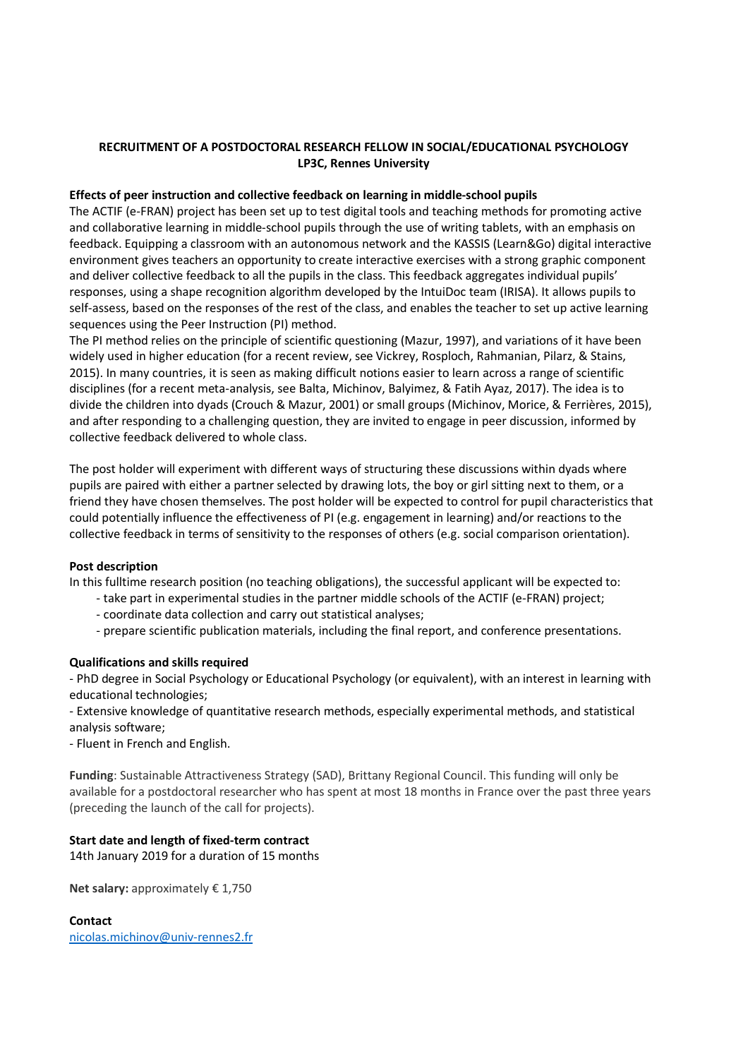**RECRUITMENT OF A POSTDOCTORAL RESEARCH FELLOW IN SOCIAL/EDUCATIONAL PSYCHOLOGY**
**LP3C, Rennes University**

**Effects of peer instruction and collective feedback on learning in middle-school pupils**

The ACTIF (e-FRAN) project has been set up to test digital tools and teaching methods for promoting active and collaborative learning in middle-school pupils through the use of writing tablets, with an emphasis on feedback. Equipping a classroom with an autonomous network and the KASSIS (Learn&Go) digital interactive environment gives teachers an opportunity to create interactive exercises with a strong graphic component and deliver collective feedback to all the pupils in the class. This feedback aggregates individual pupils' responses, using a shape recognition algorithm developed by the IntuiDoc team (IRISA). It allows pupils to self-assess, based on the responses of the rest of the class, and enables the teacher to set up active learning sequences using the Peer Instruction (PI) method.

The PI method relies on the principle of scientific questioning (Mazur, 1997), and variations of it have been widely used in higher education (for a recent review, see Vickrey, Rosploch, Rahmanian, Pilarz, & Stains, 2015). In many countries, it is seen as making difficult notions easier to learn across a range of scientific disciplines (for a recent meta-analysis, see Balta, Michinov, Balyimez, & Fatih Ayaz, 2017). The idea is to divide the children into dyads (Crouch & Mazur, 2001) or small groups (Michinov, Morice, & Ferrières, 2015), and after responding to a challenging question, they are invited to engage in peer discussion, informed by collective feedback delivered to whole class.

The post holder will experiment with different ways of structuring these discussions within dyads where pupils are paired with either a partner selected by drawing lots, the boy or girl sitting next to them, or a friend they have chosen themselves. The post holder will be expected to control for pupil characteristics that could potentially influence the effectiveness of PI (e.g. engagement in learning) and/or reactions to the collective feedback in terms of sensitivity to the responses of others (e.g. social comparison orientation).

**Post description**

In this fulltime research position (no teaching obligations), the successful applicant will be expected to:

- take part in experimental studies in the partner middle schools of the ACTIF (e-FRAN) project;
- coordinate data collection and carry out statistical analyses;
- prepare scientific publication materials, including the final report, and conference presentations.

**Qualifications and skills required**

- PhD degree in Social Psychology or Educational Psychology (or equivalent), with an interest in learning with educational technologies;
- Extensive knowledge of quantitative research methods, especially experimental methods, and statistical analysis software;
- Fluent in French and English.

**Funding**: Sustainable Attractiveness Strategy (SAD), Brittany Regional Council. This funding will only be available for a postdoctoral researcher who has spent at most 18 months in France over the past three years (preceding the launch of the call for projects).

**Start date and length of fixed-term contract**

14th January 2019 for a duration of 15 months

**Net salary:** approximately € 1,750

**Contact**

nicolas.michinov@univ-rennes2.fr